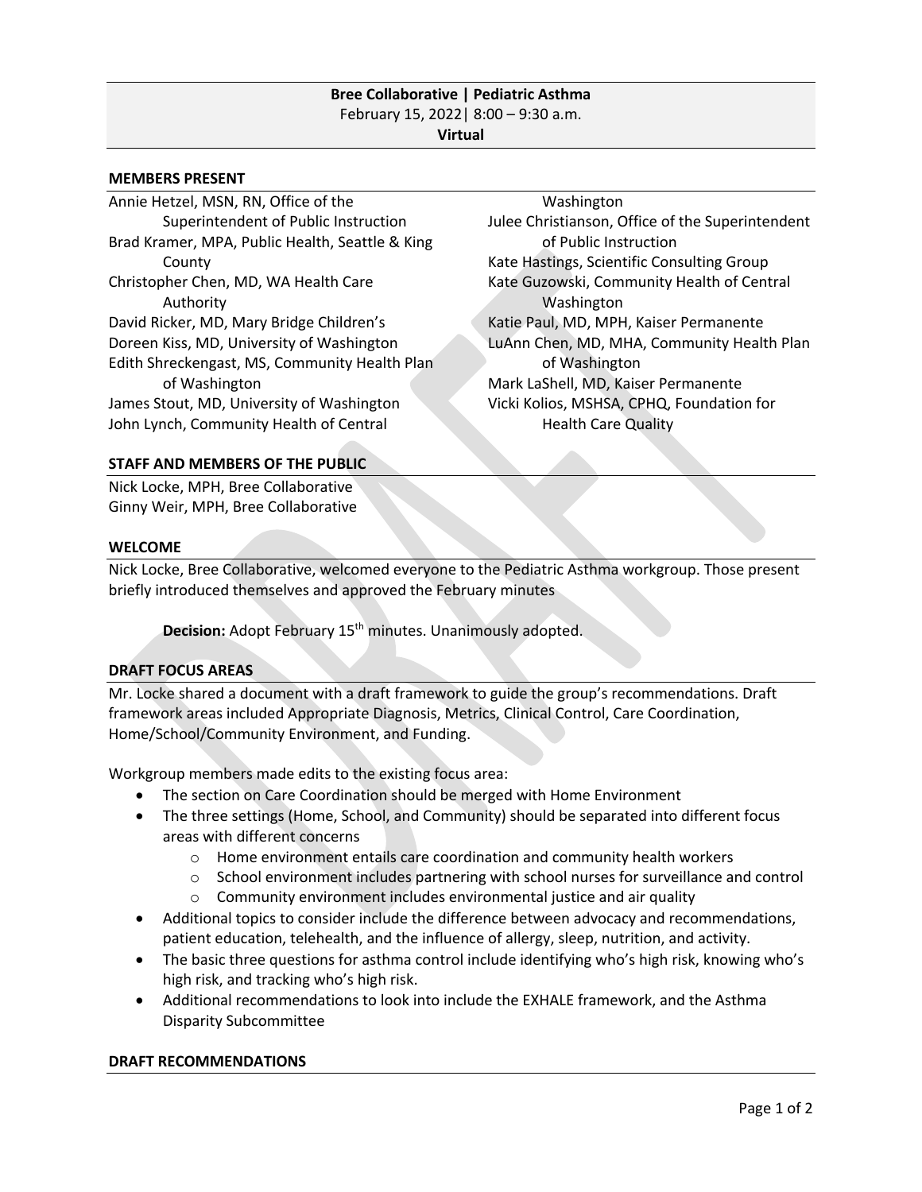**Bree Collaborative | Pediatric Asthma**
February 15, 2022| 8:00 – 9:30 a.m.
**Virtual**

## MEMBERS PRESENT

Annie Hetzel, MSN, RN, Office of the Superintendent of Public Instruction
Brad Kramer, MPA, Public Health, Seattle & King County
Christopher Chen, MD, WA Health Care Authority
David Ricker, MD, Mary Bridge Children's
Doreen Kiss, MD, University of Washington
Edith Shreckengast, MS, Community Health Plan of Washington
James Stout, MD, University of Washington
John Lynch, Community Health of Central Washington
Julee Christianson, Office of the Superintendent of Public Instruction
Kate Hastings, Scientific Consulting Group
Kate Guzowski, Community Health of Central Washington
Katie Paul, MD, MPH, Kaiser Permanente
LuAnn Chen, MD, MHA, Community Health Plan of Washington
Mark LaShell, MD, Kaiser Permanente
Vicki Kolios, MSHSA, CPHQ, Foundation for Health Care Quality

## STAFF AND MEMBERS OF THE PUBLIC

Nick Locke, MPH, Bree Collaborative
Ginny Weir, MPH, Bree Collaborative

## WELCOME

Nick Locke, Bree Collaborative, welcomed everyone to the Pediatric Asthma workgroup. Those present briefly introduced themselves and approved the February minutes

**Decision:** Adopt February 15th minutes. Unanimously adopted.

## DRAFT FOCUS AREAS

Mr. Locke shared a document with a draft framework to guide the group's recommendations. Draft framework areas included Appropriate Diagnosis, Metrics, Clinical Control, Care Coordination, Home/School/Community Environment, and Funding.

Workgroup members made edits to the existing focus area:

- The section on Care Coordination should be merged with Home Environment
- The three settings (Home, School, and Community) should be separated into different focus areas with different concerns
  - Home environment entails care coordination and community health workers
  - School environment includes partnering with school nurses for surveillance and control
  - Community environment includes environmental justice and air quality
- Additional topics to consider include the difference between advocacy and recommendations, patient education, telehealth, and the influence of allergy, sleep, nutrition, and activity.
- The basic three questions for asthma control include identifying who's high risk, knowing who's high risk, and tracking who's high risk.
- Additional recommendations to look into include the EXHALE framework, and the Asthma Disparity Subcommittee

## DRAFT RECOMMENDATIONS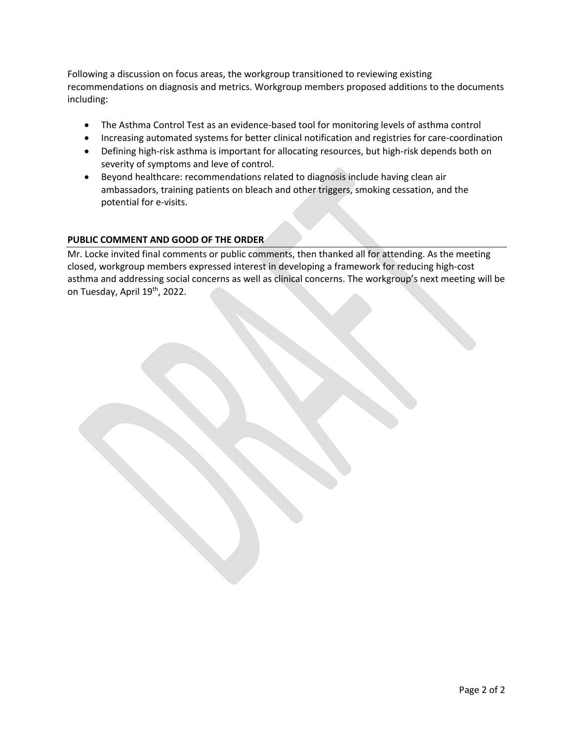Following a discussion on focus areas, the workgroup transitioned to reviewing existing recommendations on diagnosis and metrics. Workgroup members proposed additions to the documents including:

- The Asthma Control Test as an evidence-based tool for monitoring levels of asthma control
- Increasing automated systems for better clinical notification and registries for care-coordination
- Defining high-risk asthma is important for allocating resources, but high-risk depends both on severity of symptoms and leve of control.
- Beyond healthcare: recommendations related to diagnosis include having clean air ambassadors, training patients on bleach and other triggers, smoking cessation, and the potential for e-visits.

## PUBLIC COMMENT AND GOOD OF THE ORDER

Mr. Locke invited final comments or public comments, then thanked all for attending. As the meeting closed, workgroup members expressed interest in developing a framework for reducing high-cost asthma and addressing social concerns as well as clinical concerns. The workgroup's next meeting will be on Tuesday, April 19th, 2022.